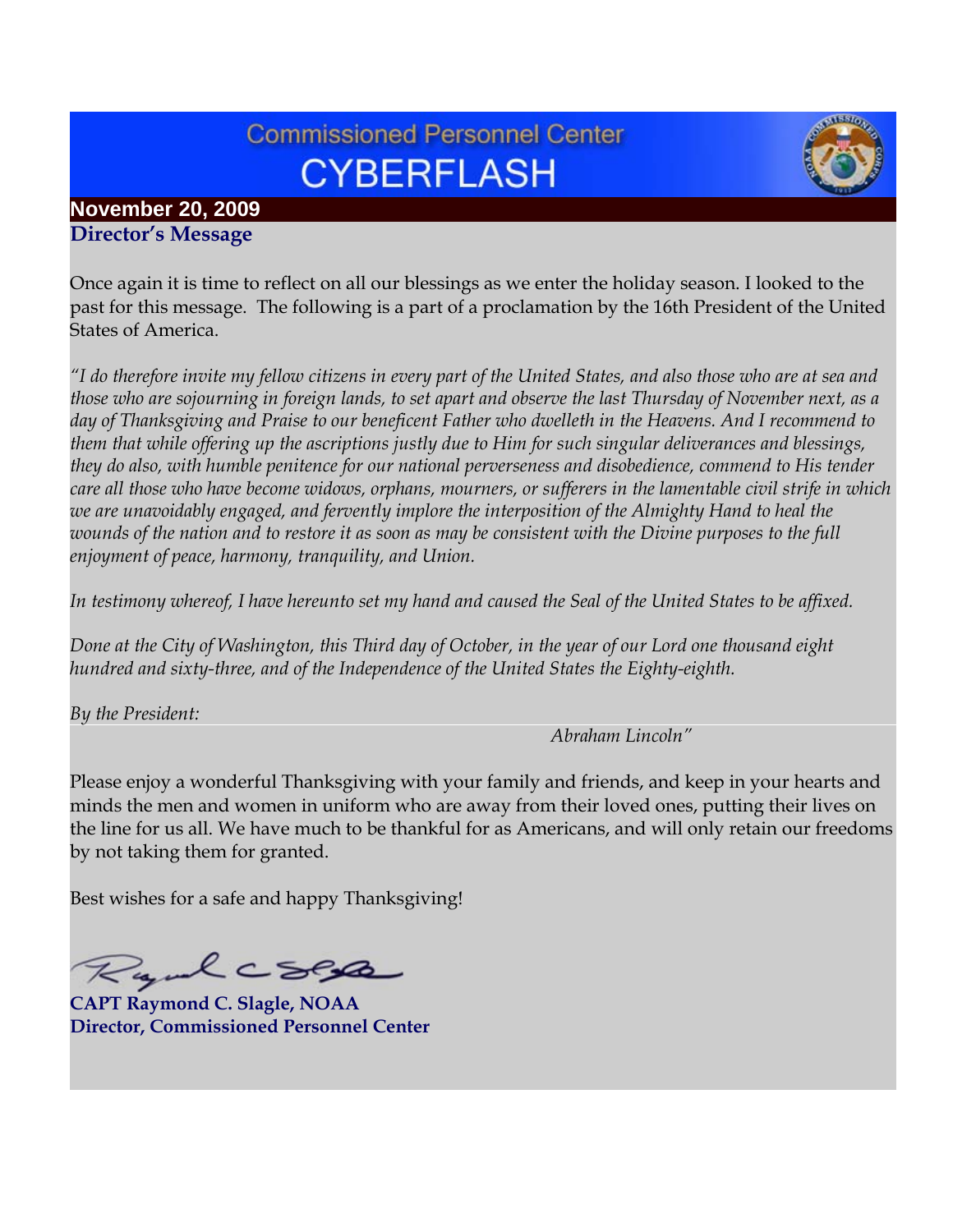# Commissioned Personnel Center
# CYBERFLASH

**November 20, 2009**

## Director's Message

Once again it is time to reflect on all our blessings as we enter the holiday season. I looked to the past for this message. The following is a part of a proclamation by the 16th President of the United States of America.

*"I do therefore invite my fellow citizens in every part of the United States, and also those who are at sea and those who are sojourning in foreign lands, to set apart and observe the last Thursday of November next, as a day of Thanksgiving and Praise to our beneficent Father who dwelleth in the Heavens. And I recommend to them that while offering up the ascriptions justly due to Him for such singular deliverances and blessings, they do also, with humble penitence for our national perverseness and disobedience, commend to His tender care all those who have become widows, orphans, mourners, or sufferers in the lamentable civil strife in which we are unavoidably engaged, and fervently implore the interposition of the Almighty Hand to heal the wounds of the nation and to restore it as soon as may be consistent with the Divine purposes to the full enjoyment of peace, harmony, tranquility, and Union.*

*In testimony whereof, I have hereunto set my hand and caused the Seal of the United States to be affixed.*

*Done at the City of Washington, this Third day of October, in the year of our Lord one thousand eight hundred and sixty-three, and of the Independence of the United States the Eighty-eighth.*

*By the President:*

*Abraham Lincoln"*

Please enjoy a wonderful Thanksgiving with your family and friends, and keep in your hearts and minds the men and women in uniform who are away from their loved ones, putting their lives on the line for us all. We have much to be thankful for as Americans, and will only retain our freedoms by not taking them for granted.

Best wishes for a safe and happy Thanksgiving!

**CAPT Raymond C. Slagle, NOAA**
**Director, Commissioned Personnel Center**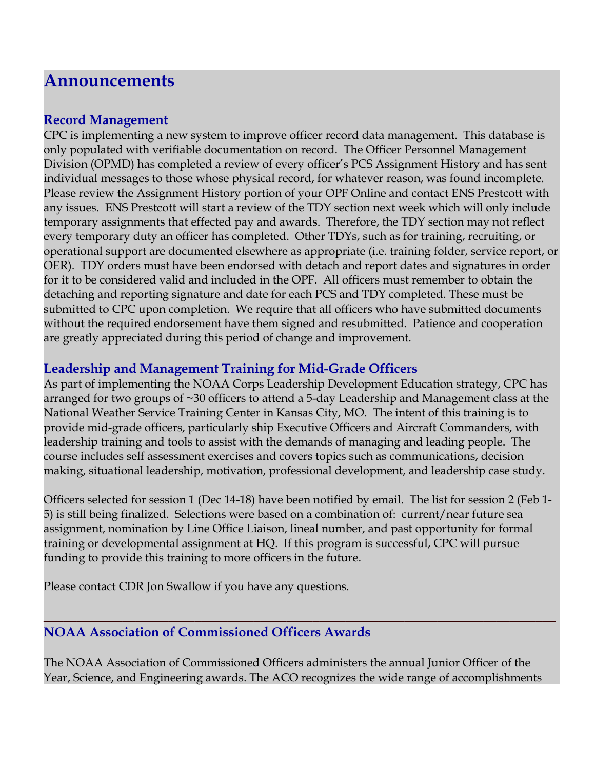# Announcements

## Record Management

CPC is implementing a new system to improve officer record data management. This database is only populated with verifiable documentation on record. The Officer Personnel Management Division (OPMD) has completed a review of every officer's PCS Assignment History and has sent individual messages to those whose physical record, for whatever reason, was found incomplete. Please review the Assignment History portion of your OPF Online and contact ENS Prestcott with any issues. ENS Prestcott will start a review of the TDY section next week which will only include temporary assignments that effected pay and awards. Therefore, the TDY section may not reflect every temporary duty an officer has completed. Other TDYs, such as for training, recruiting, or operational support are documented elsewhere as appropriate (i.e. training folder, service report, or OER). TDY orders must have been endorsed with detach and report dates and signatures in order for it to be considered valid and included in the OPF. All officers must remember to obtain the detaching and reporting signature and date for each PCS and TDY completed. These must be submitted to CPC upon completion. We require that all officers who have submitted documents without the required endorsement have them signed and resubmitted. Patience and cooperation are greatly appreciated during this period of change and improvement.

## Leadership and Management Training for Mid-Grade Officers

As part of implementing the NOAA Corps Leadership Development Education strategy, CPC has arranged for two groups of ~30 officers to attend a 5-day Leadership and Management class at the National Weather Service Training Center in Kansas City, MO. The intent of this training is to provide mid-grade officers, particularly ship Executive Officers and Aircraft Commanders, with leadership training and tools to assist with the demands of managing and leading people. The course includes self assessment exercises and covers topics such as communications, decision making, situational leadership, motivation, professional development, and leadership case study.

Officers selected for session 1 (Dec 14-18) have been notified by email. The list for session 2 (Feb 1-5) is still being finalized. Selections were based on a combination of: current/near future sea assignment, nomination by Line Office Liaison, lineal number, and past opportunity for formal training or developmental assignment at HQ. If this program is successful, CPC will pursue funding to provide this training to more officers in the future.

Please contact CDR Jon Swallow if you have any questions.

---

## NOAA Association of Commissioned Officers Awards

The NOAA Association of Commissioned Officers administers the annual Junior Officer of the Year, Science, and Engineering awards. The ACO recognizes the wide range of accomplishments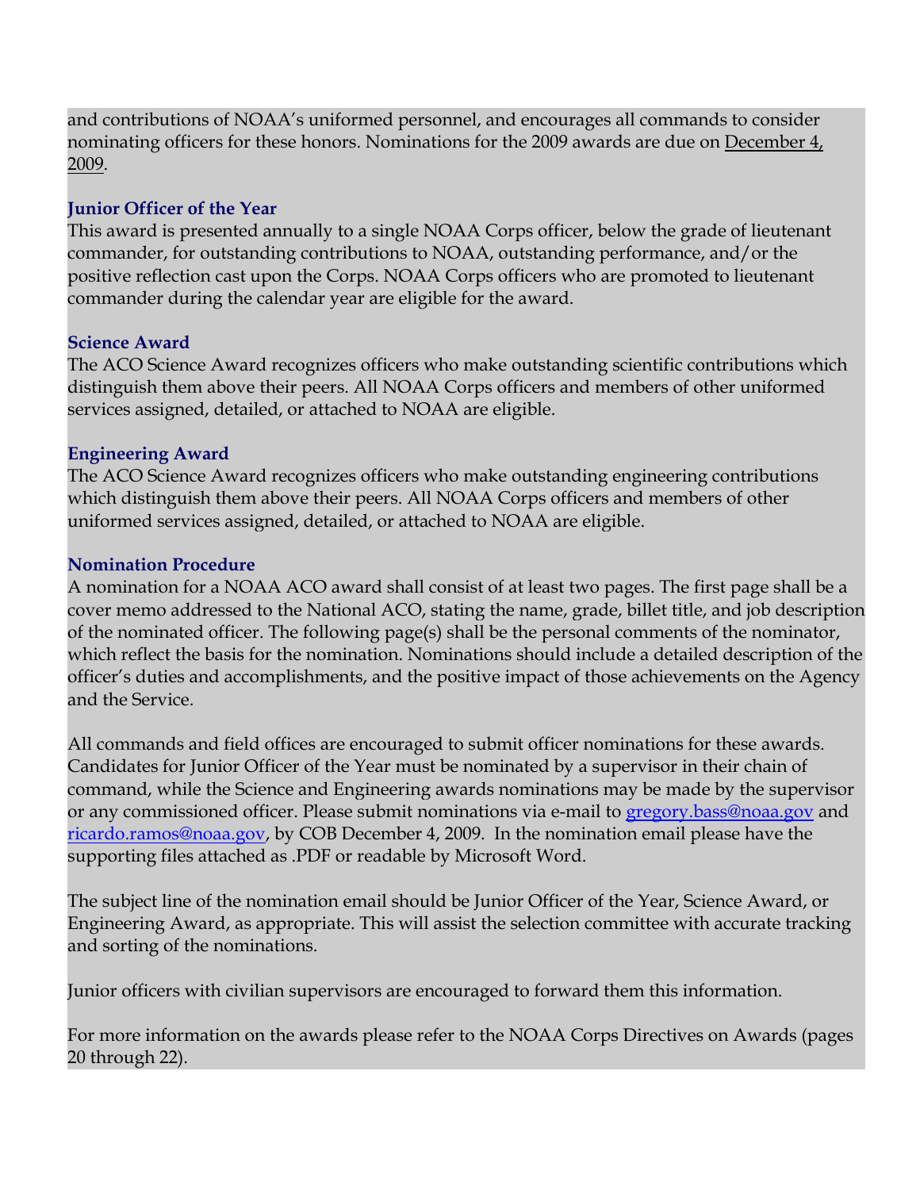and contributions of NOAA's uniformed personnel, and encourages all commands to consider nominating officers for these honors. Nominations for the 2009 awards are due on December 4, 2009.

### Junior Officer of the Year

This award is presented annually to a single NOAA Corps officer, below the grade of lieutenant commander, for outstanding contributions to NOAA, outstanding performance, and/or the positive reflection cast upon the Corps. NOAA Corps officers who are promoted to lieutenant commander during the calendar year are eligible for the award.

### Science Award

The ACO Science Award recognizes officers who make outstanding scientific contributions which distinguish them above their peers. All NOAA Corps officers and members of other uniformed services assigned, detailed, or attached to NOAA are eligible.

### Engineering Award

The ACO Science Award recognizes officers who make outstanding engineering contributions which distinguish them above their peers. All NOAA Corps officers and members of other uniformed services assigned, detailed, or attached to NOAA are eligible.

### Nomination Procedure

A nomination for a NOAA ACO award shall consist of at least two pages. The first page shall be a cover memo addressed to the National ACO, stating the name, grade, billet title, and job description of the nominated officer. The following page(s) shall be the personal comments of the nominator, which reflect the basis for the nomination. Nominations should include a detailed description of the officer's duties and accomplishments, and the positive impact of those achievements on the Agency and the Service.

All commands and field offices are encouraged to submit officer nominations for these awards. Candidates for Junior Officer of the Year must be nominated by a supervisor in their chain of command, while the Science and Engineering awards nominations may be made by the supervisor or any commissioned officer. Please submit nominations via e-mail to gregory.bass@noaa.gov and ricardo.ramos@noaa.gov, by COB December 4, 2009. In the nomination email please have the supporting files attached as .PDF or readable by Microsoft Word.

The subject line of the nomination email should be Junior Officer of the Year, Science Award, or Engineering Award, as appropriate. This will assist the selection committee with accurate tracking and sorting of the nominations.

Junior officers with civilian supervisors are encouraged to forward them this information.

For more information on the awards please refer to the NOAA Corps Directives on Awards (pages 20 through 22).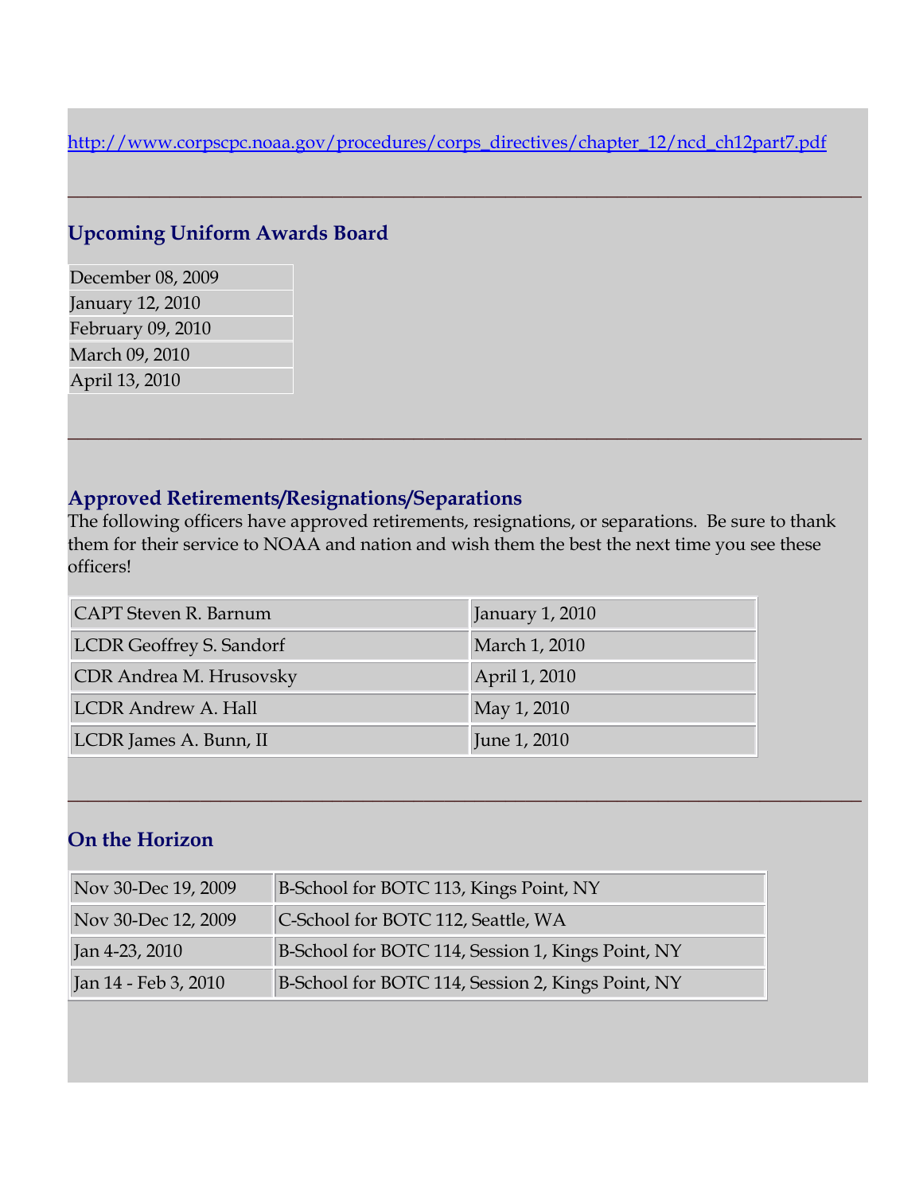http://www.corpscpc.noaa.gov/procedures/corps_directives/chapter_12/ncd_ch12part7.pdf

---

## Upcoming Uniform Awards Board

| |
|---|
| December 08, 2009 |
| January 12, 2010 |
| February 09, 2010 |
| March 09, 2010 |
| April 13, 2010 |

---

## Approved Retirements/Resignations/Separations

The following officers have approved retirements, resignations, or separations. Be sure to thank them for their service to NOAA and nation and wish them the best the next time you see these officers!

| | |
|---|---|
| CAPT Steven R. Barnum | January 1, 2010 |
| LCDR Geoffrey S. Sandorf | March 1, 2010 |
| CDR Andrea M. Hrusovsky | April 1, 2010 |
| LCDR Andrew A. Hall | May 1, 2010 |
| LCDR James A. Bunn, II | June 1, 2010 |

---

## On the Horizon

| | |
|---|---|
| Nov 30-Dec 19, 2009 | B-School for BOTC 113, Kings Point, NY |
| Nov 30-Dec 12, 2009 | C-School for BOTC 112, Seattle, WA |
| Jan 4-23, 2010 | B-School for BOTC 114, Session 1, Kings Point, NY |
| Jan 14 - Feb 3, 2010 | B-School for BOTC 114, Session 2, Kings Point, NY |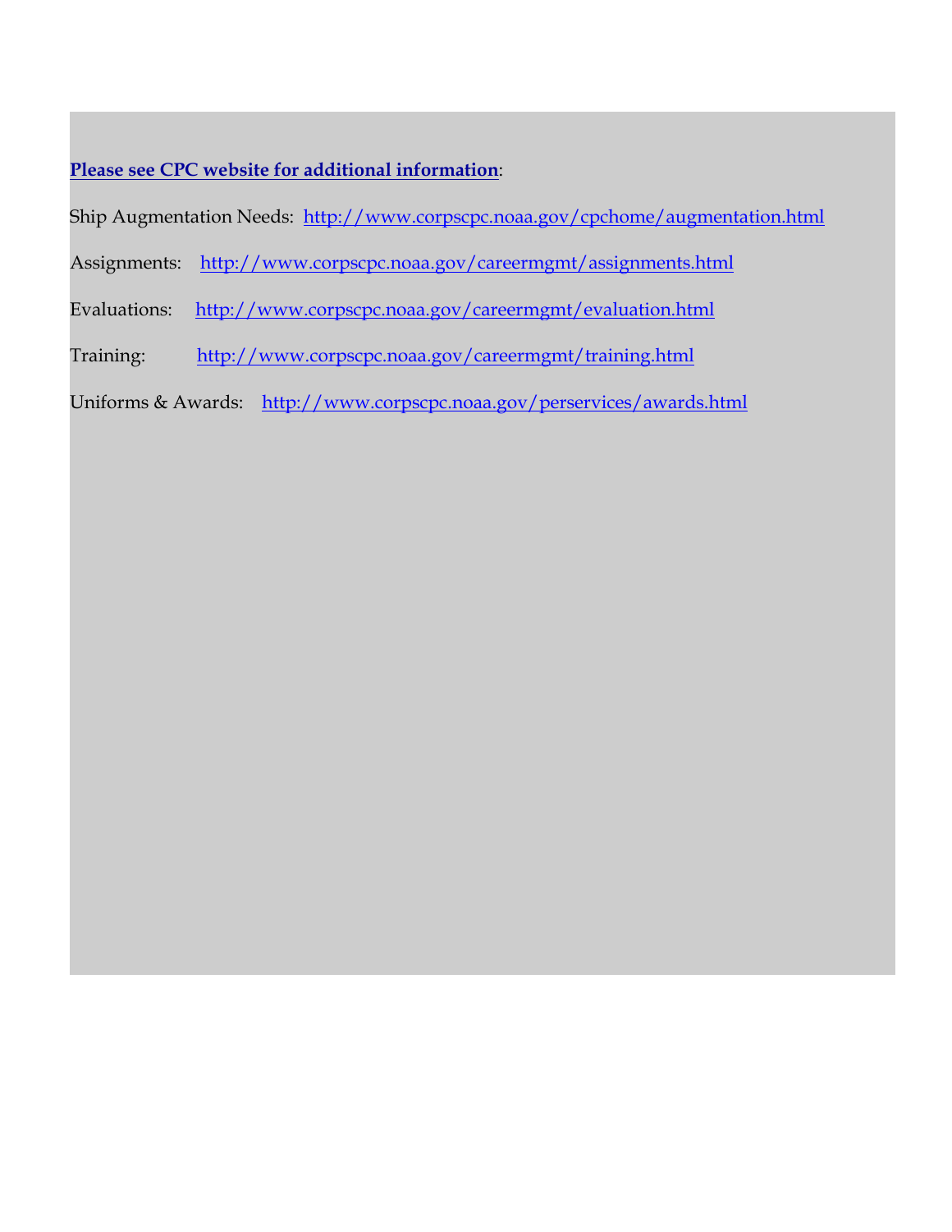**Please see CPC website for additional information**:

Ship Augmentation Needs: http://www.corpscpc.noaa.gov/cpchome/augmentation.html

Assignments: http://www.corpscpc.noaa.gov/careermgmt/assignments.html

Evaluations: http://www.corpscpc.noaa.gov/careermgmt/evaluation.html

Training: http://www.corpscpc.noaa.gov/careermgmt/training.html

Uniforms & Awards: http://www.corpscpc.noaa.gov/perservices/awards.html